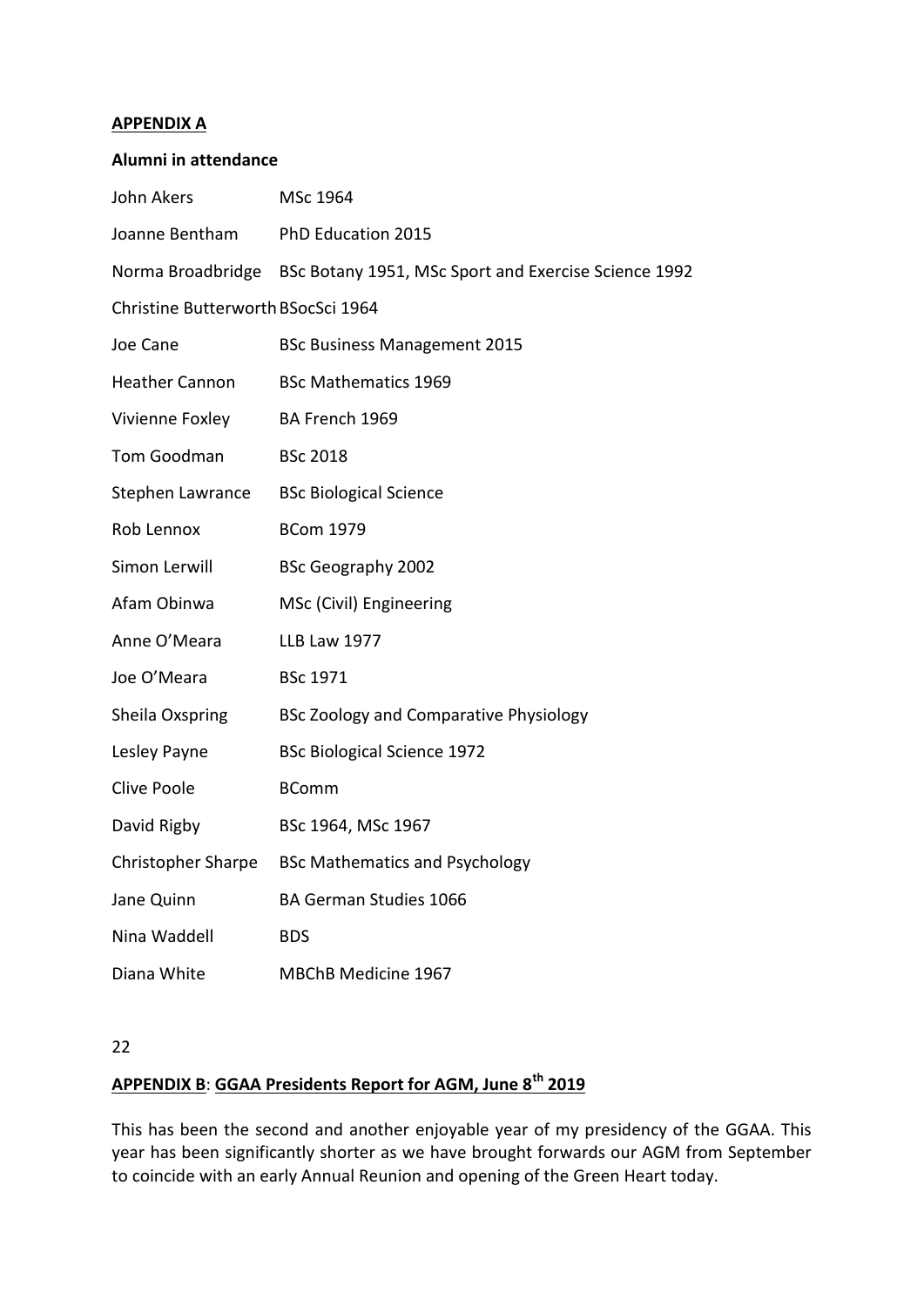**APPENDIX A**

**Alumni in attendance**

| | |
|---|---|
| John Akers | MSc 1964 |
| Joanne Bentham | PhD Education 2015 |
| Norma Broadbridge | BSc Botany 1951, MSc Sport and Exercise Science 1992 |
| Christine Butterworth | BSocSci 1964 |
| Joe Cane | BSc Business Management 2015 |
| Heather Cannon | BSc Mathematics 1969 |
| Vivienne Foxley | BA French 1969 |
| Tom Goodman | BSc 2018 |
| Stephen Lawrance | BSc Biological Science |
| Rob Lennox | BCom 1979 |
| Simon Lerwill | BSc Geography 2002 |
| Afam Obinwa | MSc (Civil) Engineering |
| Anne O'Meara | LLB Law 1977 |
| Joe O'Meara | BSc 1971 |
| Sheila Oxspring | BSc Zoology and Comparative Physiology |
| Lesley Payne | BSc Biological Science 1972 |
| Clive Poole | BComm |
| David Rigby | BSc 1964, MSc 1967 |
| Christopher Sharpe | BSc Mathematics and Psychology |
| Jane Quinn | BA German Studies 1066 |
| Nina Waddell | BDS |
| Diana White | MBChB Medicine 1967 |

22

**APPENDIX B**: **GGAA Presidents Report for AGM, June 8th 2019**

This has been the second and another enjoyable year of my presidency of the GGAA. This year has been significantly shorter as we have brought forwards our AGM from September to coincide with an early Annual Reunion and opening of the Green Heart today.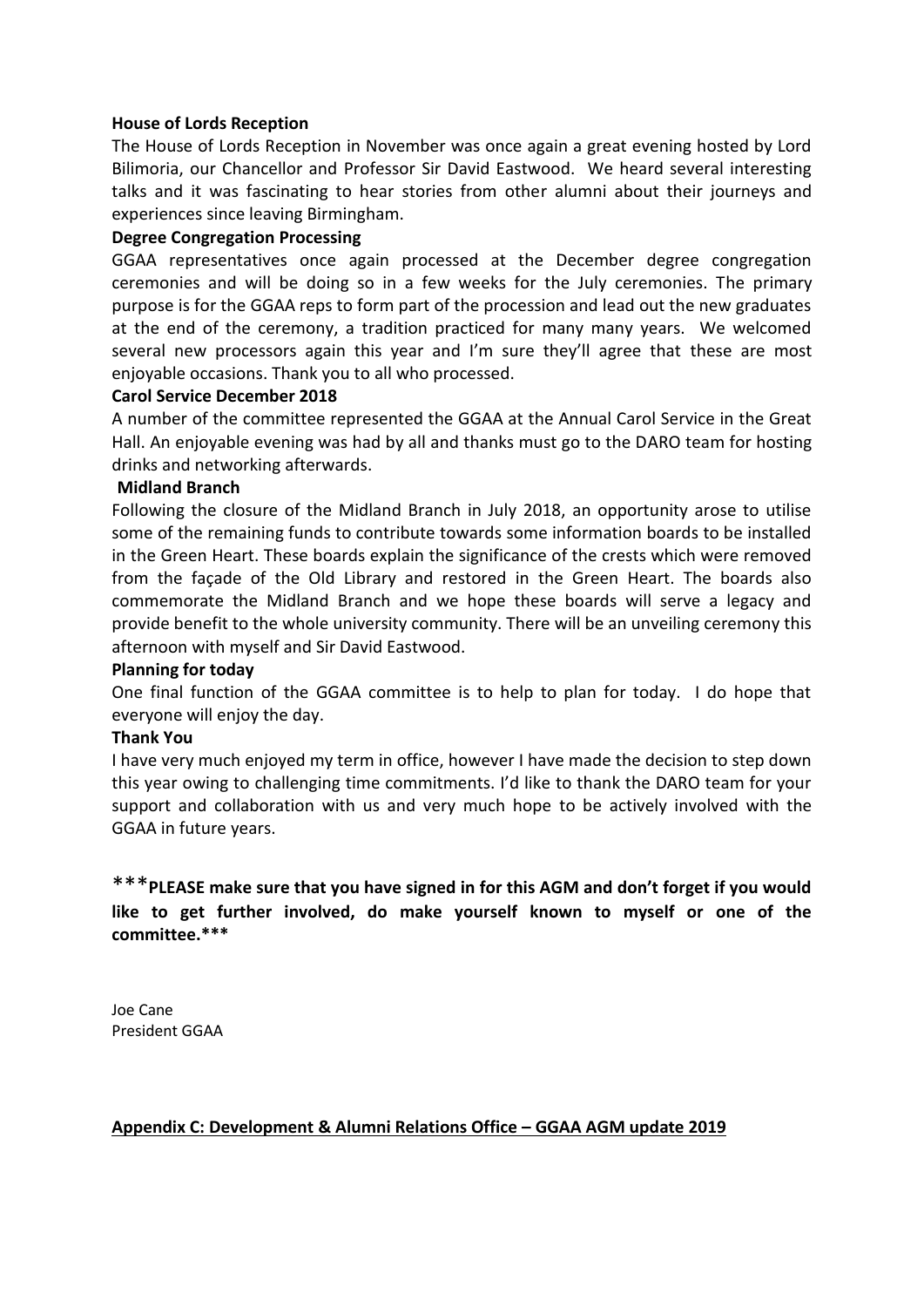**House of Lords Reception**

The House of Lords Reception in November was once again a great evening hosted by Lord Bilimoria, our Chancellor and Professor Sir David Eastwood. We heard several interesting talks and it was fascinating to hear stories from other alumni about their journeys and experiences since leaving Birmingham.

**Degree Congregation Processing**

GGAA representatives once again processed at the December degree congregation ceremonies and will be doing so in a few weeks for the July ceremonies. The primary purpose is for the GGAA reps to form part of the procession and lead out the new graduates at the end of the ceremony, a tradition practiced for many many years. We welcomed several new processors again this year and I'm sure they'll agree that these are most enjoyable occasions. Thank you to all who processed.

**Carol Service December 2018**

A number of the committee represented the GGAA at the Annual Carol Service in the Great Hall. An enjoyable evening was had by all and thanks must go to the DARO team for hosting drinks and networking afterwards.

**Midland Branch**

Following the closure of the Midland Branch in July 2018, an opportunity arose to utilise some of the remaining funds to contribute towards some information boards to be installed in the Green Heart. These boards explain the significance of the crests which were removed from the façade of the Old Library and restored in the Green Heart. The boards also commemorate the Midland Branch and we hope these boards will serve a legacy and provide benefit to the whole university community. There will be an unveiling ceremony this afternoon with myself and Sir David Eastwood.

**Planning for today**

One final function of the GGAA committee is to help to plan for today. I do hope that everyone will enjoy the day.

**Thank You**

I have very much enjoyed my term in office, however I have made the decision to step down this year owing to challenging time commitments. I'd like to thank the DARO team for your support and collaboration with us and very much hope to be actively involved with the GGAA in future years.

**\*\*\*PLEASE make sure that you have signed in for this AGM and don't forget if you would like to get further involved, do make yourself known to myself or one of the committee.\*\*\***

Joe Cane
President GGAA

**Appendix C: Development & Alumni Relations Office – GGAA AGM update 2019**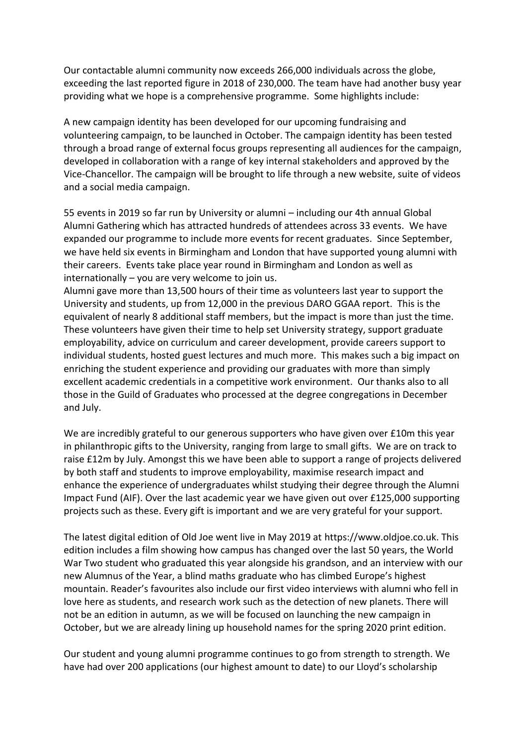Our contactable alumni community now exceeds 266,000 individuals across the globe, exceeding the last reported figure in 2018 of 230,000. The team have had another busy year providing what we hope is a comprehensive programme. Some highlights include:

A new campaign identity has been developed for our upcoming fundraising and volunteering campaign, to be launched in October. The campaign identity has been tested through a broad range of external focus groups representing all audiences for the campaign, developed in collaboration with a range of key internal stakeholders and approved by the Vice-Chancellor. The campaign will be brought to life through a new website, suite of videos and a social media campaign.

55 events in 2019 so far run by University or alumni – including our 4th annual Global Alumni Gathering which has attracted hundreds of attendees across 33 events. We have expanded our programme to include more events for recent graduates. Since September, we have held six events in Birmingham and London that have supported young alumni with their careers. Events take place year round in Birmingham and London as well as internationally – you are very welcome to join us.

Alumni gave more than 13,500 hours of their time as volunteers last year to support the University and students, up from 12,000 in the previous DARO GGAA report. This is the equivalent of nearly 8 additional staff members, but the impact is more than just the time. These volunteers have given their time to help set University strategy, support graduate employability, advice on curriculum and career development, provide careers support to individual students, hosted guest lectures and much more. This makes such a big impact on enriching the student experience and providing our graduates with more than simply excellent academic credentials in a competitive work environment. Our thanks also to all those in the Guild of Graduates who processed at the degree congregations in December and July.

We are incredibly grateful to our generous supporters who have given over £10m this year in philanthropic gifts to the University, ranging from large to small gifts. We are on track to raise £12m by July. Amongst this we have been able to support a range of projects delivered by both staff and students to improve employability, maximise research impact and enhance the experience of undergraduates whilst studying their degree through the Alumni Impact Fund (AIF). Over the last academic year we have given out over £125,000 supporting projects such as these. Every gift is important and we are very grateful for your support.

The latest digital edition of Old Joe went live in May 2019 at https://www.oldjoe.co.uk. This edition includes a film showing how campus has changed over the last 50 years, the World War Two student who graduated this year alongside his grandson, and an interview with our new Alumnus of the Year, a blind maths graduate who has climbed Europe's highest mountain. Reader's favourites also include our first video interviews with alumni who fell in love here as students, and research work such as the detection of new planets. There will not be an edition in autumn, as we will be focused on launching the new campaign in October, but we are already lining up household names for the spring 2020 print edition.

Our student and young alumni programme continues to go from strength to strength. We have had over 200 applications (our highest amount to date) to our Lloyd's scholarship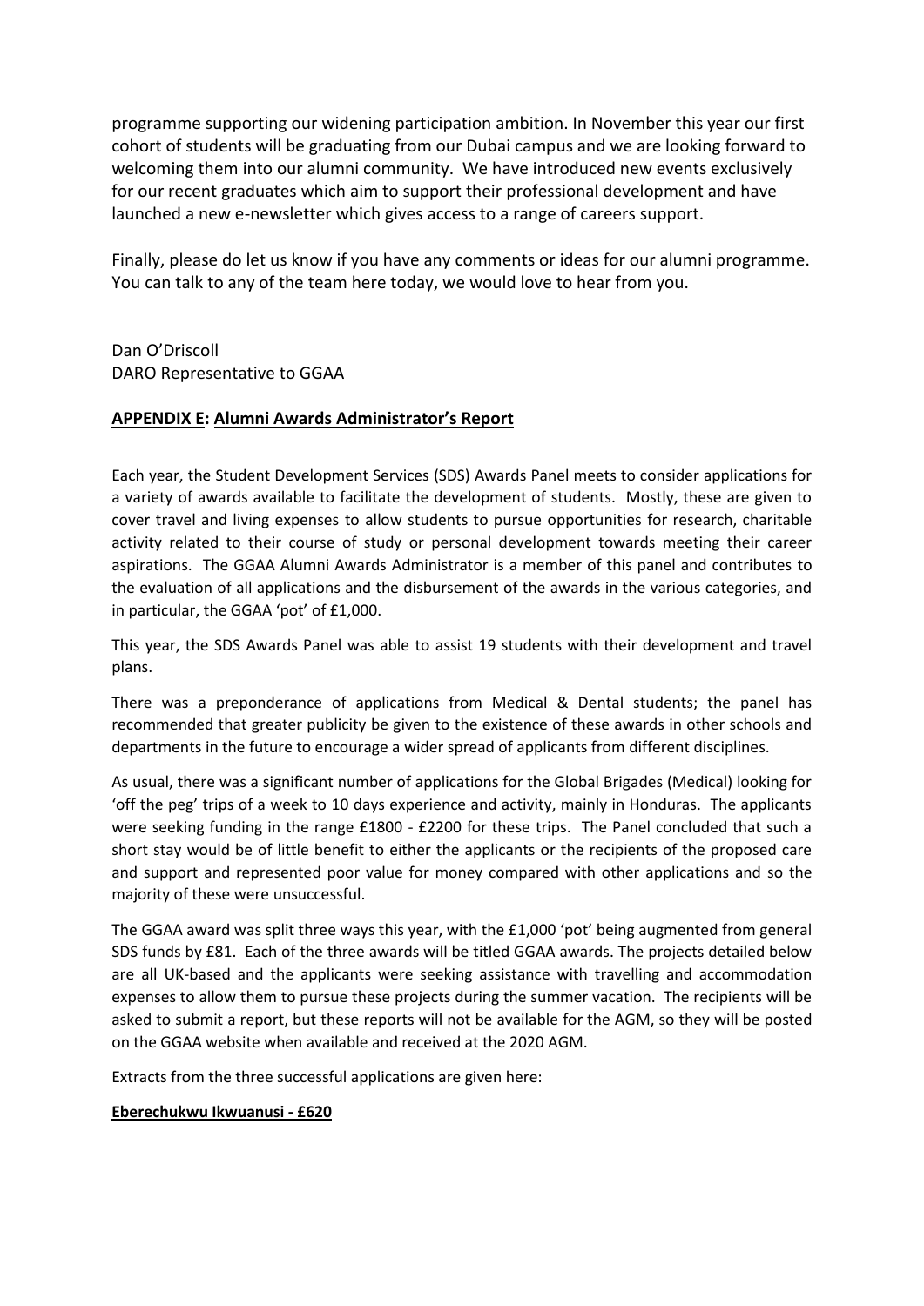programme supporting our widening participation ambition. In November this year our first cohort of students will be graduating from our Dubai campus and we are looking forward to welcoming them into our alumni community. We have introduced new events exclusively for our recent graduates which aim to support their professional development and have launched a new e-newsletter which gives access to a range of careers support.

Finally, please do let us know if you have any comments or ideas for our alumni programme. You can talk to any of the team here today, we would love to hear from you.

Dan O'Driscoll
DARO Representative to GGAA

## **APPENDIX E: Alumni Awards Administrator's Report**

Each year, the Student Development Services (SDS) Awards Panel meets to consider applications for a variety of awards available to facilitate the development of students. Mostly, these are given to cover travel and living expenses to allow students to pursue opportunities for research, charitable activity related to their course of study or personal development towards meeting their career aspirations. The GGAA Alumni Awards Administrator is a member of this panel and contributes to the evaluation of all applications and the disbursement of the awards in the various categories, and in particular, the GGAA 'pot' of £1,000.

This year, the SDS Awards Panel was able to assist 19 students with their development and travel plans.

There was a preponderance of applications from Medical & Dental students; the panel has recommended that greater publicity be given to the existence of these awards in other schools and departments in the future to encourage a wider spread of applicants from different disciplines.

As usual, there was a significant number of applications for the Global Brigades (Medical) looking for 'off the peg' trips of a week to 10 days experience and activity, mainly in Honduras. The applicants were seeking funding in the range £1800 - £2200 for these trips. The Panel concluded that such a short stay would be of little benefit to either the applicants or the recipients of the proposed care and support and represented poor value for money compared with other applications and so the majority of these were unsuccessful.

The GGAA award was split three ways this year, with the £1,000 'pot' being augmented from general SDS funds by £81. Each of the three awards will be titled GGAA awards. The projects detailed below are all UK-based and the applicants were seeking assistance with travelling and accommodation expenses to allow them to pursue these projects during the summer vacation. The recipients will be asked to submit a report, but these reports will not be available for the AGM, so they will be posted on the GGAA website when available and received at the 2020 AGM.

Extracts from the three successful applications are given here:

**Eberechukwu Ikwuanusi - £620**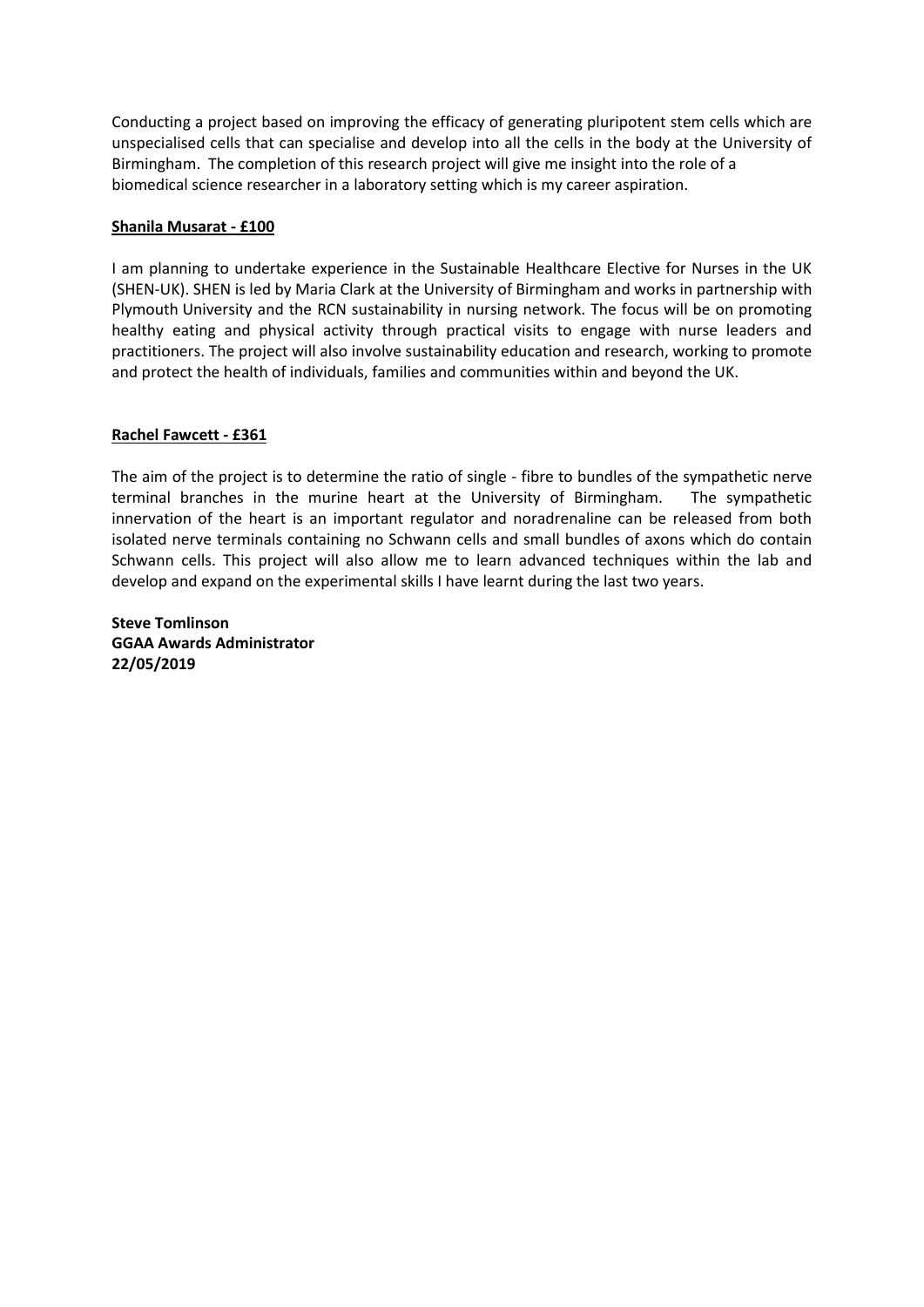Conducting a project based on improving the efficacy of generating pluripotent stem cells which are unspecialised cells that can specialise and develop into all the cells in the body at the University of Birmingham. The completion of this research project will give me insight into the role of a biomedical science researcher in a laboratory setting which is my career aspiration.

**Shanila Musarat - £100**

I am planning to undertake experience in the Sustainable Healthcare Elective for Nurses in the UK (SHEN-UK). SHEN is led by Maria Clark at the University of Birmingham and works in partnership with Plymouth University and the RCN sustainability in nursing network. The focus will be on promoting healthy eating and physical activity through practical visits to engage with nurse leaders and practitioners. The project will also involve sustainability education and research, working to promote and protect the health of individuals, families and communities within and beyond the UK.

**Rachel Fawcett - £361**

The aim of the project is to determine the ratio of single - fibre to bundles of the sympathetic nerve terminal branches in the murine heart at the University of Birmingham. The sympathetic innervation of the heart is an important regulator and noradrenaline can be released from both isolated nerve terminals containing no Schwann cells and small bundles of axons which do contain Schwann cells. This project will also allow me to learn advanced techniques within the lab and develop and expand on the experimental skills I have learnt during the last two years.

**Steve Tomlinson**
**GGAA Awards Administrator**
**22/05/2019**